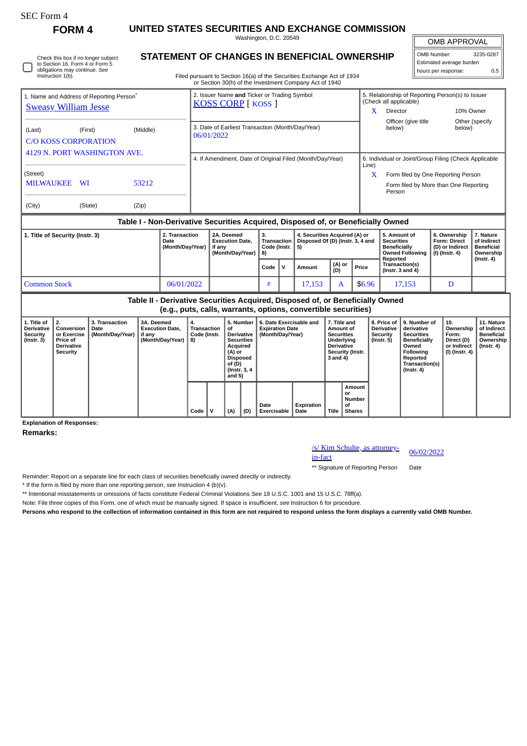SEC Form 4

# FORM 4

## UNITED STATES SECURITIES AND EXCHANGE COMMISSION

Washington, D.C. 20549

## STATEMENT OF CHANGES IN BENEFICIAL OWNERSHIP

Filed pursuant to Section 16(a) of the Securities Exchange Act of 1934 or Section 30(h) of the Investment Company Act of 1940

| OMB APPROVAL | |
|---|---|
| OMB Number: | 3235-0287 |
| Estimated average burden | |
| hours per response: | 0.5 |

☐ Check this box if no longer subject to Section 16. Form 4 or Form 5 obligations may continue. *See* Instruction 1(b).

1. Name and Address of Reporting Person*
Sweasy William Jesse

(Last) (First) (Middle)
C/O KOSS CORPORATION
4129 N. PORT WASHINGTON AVE.

(Street)
MILWAUKEE WI 53212

(City) (State) (Zip)

2. Issuer Name **and** Ticker or Trading Symbol
KOSS CORP [ KOSS ]

3. Date of Earliest Transaction (Month/Day/Year)
06/01/2022

4. If Amendment, Date of Original Filed (Month/Day/Year)

5. Relationship of Reporting Person(s) to Issuer (Check all applicable)
X Director
10% Owner
Officer (give title below)
Other (specify below)

6. Individual or Joint/Group Filing (Check Applicable Line)
X Form filed by One Reporting Person
Form filed by More than One Reporting Person

### Table I - Non-Derivative Securities Acquired, Disposed of, or Beneficially Owned

| 1. Title of Security (Instr. 3) | 2. Transaction Date (Month/Day/Year) | 2A. Deemed Execution Date, if any (Month/Day/Year) | 3. Transaction Code (Instr. 8) | | 4. Securities Acquired (A) or Disposed Of (D) (Instr. 3, 4 and 5) | | | 5. Amount of Securities Beneficially Owned Following Reported Transaction(s) (Instr. 3 and 4) | 6. Ownership Form: Direct (D) or Indirect (I) (Instr. 4) | 7. Nature of Indirect Beneficial Ownership (Instr. 4) |
|---|---|---|---|---|---|---|---|---|---|---|
| | | | Code | V | Amount | (A) or (D) | Price | | | |
| Common Stock | 06/01/2022 | | P | | 17,153 | A | $6.96 | 17,153 | D | |

### Table II - Derivative Securities Acquired, Disposed of, or Beneficially Owned (e.g., puts, calls, warrants, options, convertible securities)

| 1. Title of Derivative Security (Instr. 3) | 2. Conversion or Exercise Price of Derivative Security | 3. Transaction Date (Month/Day/Year) | 3A. Deemed Execution Date, if any (Month/Day/Year) | 4. Transaction Code (Instr. 8) | | 5. Number of Derivative Securities Acquired (A) or Disposed of (D) (Instr. 3, 4 and 5) | | 6. Date Exercisable and Expiration Date (Month/Day/Year) | | 7. Title and Amount of Securities Underlying Derivative Security (Instr. 3 and 4) | | 8. Price of Derivative Security (Instr. 5) | 9. Number of derivative Securities Beneficially Owned Following Reported Transaction(s) (Instr. 4) | 10. Ownership Form: Direct (D) or Indirect (I) (Instr. 4) | 11. Nature of Indirect Beneficial Ownership (Instr. 4) |
|---|---|---|---|---|---|---|---|---|---|---|---|---|---|---|---|
| | | | | Code | V | (A) | (D) | Date Exercisable | Expiration Date | Title | Amount or Number of Shares | | | | |

**Explanation of Responses:**

**Remarks:**

/s/ Kim Schulte, as attorney-in-fact 06/02/2022

** Signature of Reporting Person Date

Reminder: Report on a separate line for each class of securities beneficially owned directly or indirectly.

* If the form is filed by more than one reporting person, *see* Instruction 4 (b)(v).

** Intentional misstatements or omissions of facts constitute Federal Criminal Violations *See* 18 U.S.C. 1001 and 15 U.S.C. 78ff(a).

Note: File three copies of this Form, one of which must be manually signed. If space is insufficient, *see* Instruction 6 for procedure.

**Persons who respond to the collection of information contained in this form are not required to respond unless the form displays a currently valid OMB Number.**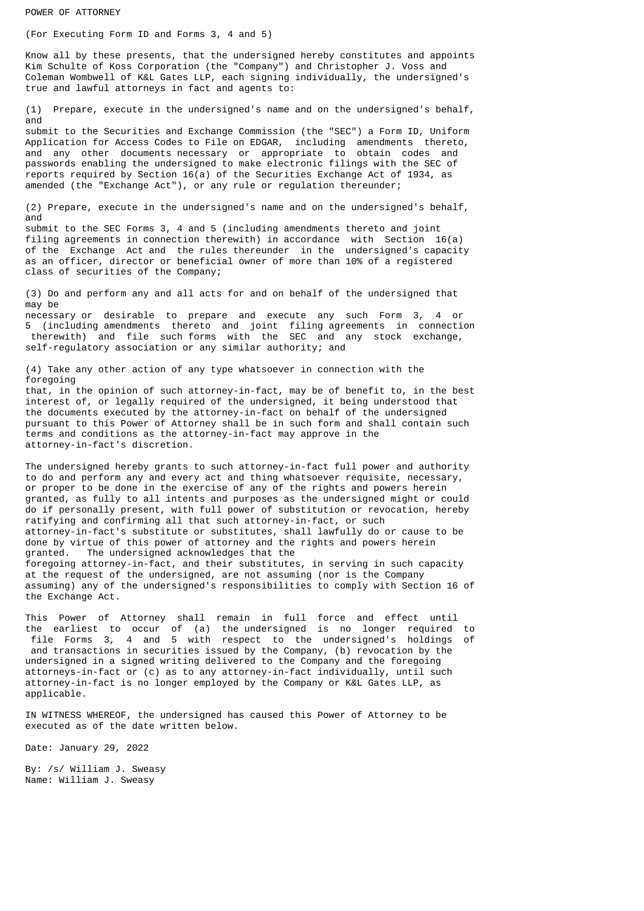POWER OF ATTORNEY

(For Executing Form ID and Forms 3, 4 and 5)

Know all by these presents, that the undersigned hereby constitutes and appoints Kim Schulte of Koss Corporation (the "Company") and Christopher J. Voss and Coleman Wombwell of K&L Gates LLP, each signing individually, the undersigned's true and lawful attorneys in fact and agents to:

(1) Prepare, execute in the undersigned's name and on the undersigned's behalf, and submit to the Securities and Exchange Commission (the "SEC") a Form ID, Uniform Application for Access Codes to File on EDGAR, including amendments thereto, and any other documents necessary or appropriate to obtain codes and passwords enabling the undersigned to make electronic filings with the SEC of reports required by Section 16(a) of the Securities Exchange Act of 1934, as amended (the "Exchange Act"), or any rule or regulation thereunder;

(2) Prepare, execute in the undersigned's name and on the undersigned's behalf, and submit to the SEC Forms 3, 4 and 5 (including amendments thereto and joint filing agreements in connection therewith) in accordance with Section 16(a) of the Exchange Act and the rules thereunder in the undersigned's capacity as an officer, director or beneficial owner of more than 10% of a registered class of securities of the Company;

(3) Do and perform any and all acts for and on behalf of the undersigned that may be necessary or desirable to prepare and execute any such Form 3, 4 or 5 (including amendments thereto and joint filing agreements in connection therewith) and file such forms with the SEC and any stock exchange, self-regulatory association or any similar authority; and

(4) Take any other action of any type whatsoever in connection with the foregoing that, in the opinion of such attorney-in-fact, may be of benefit to, in the best interest of, or legally required of the undersigned, it being understood that the documents executed by the attorney-in-fact on behalf of the undersigned pursuant to this Power of Attorney shall be in such form and shall contain such terms and conditions as the attorney-in-fact may approve in the attorney-in-fact's discretion.

The undersigned hereby grants to such attorney-in-fact full power and authority to do and perform any and every act and thing whatsoever requisite, necessary, or proper to be done in the exercise of any of the rights and powers herein granted, as fully to all intents and purposes as the undersigned might or could do if personally present, with full power of substitution or revocation, hereby ratifying and confirming all that such attorney-in-fact, or such attorney-in-fact's substitute or substitutes, shall lawfully do or cause to be done by virtue of this power of attorney and the rights and powers herein granted. The undersigned acknowledges that the foregoing attorney-in-fact, and their substitutes, in serving in such capacity at the request of the undersigned, are not assuming (nor is the Company assuming) any of the undersigned's responsibilities to comply with Section 16 of the Exchange Act.

This Power of Attorney shall remain in full force and effect until the earliest to occur of (a) the undersigned is no longer required to file Forms 3, 4 and 5 with respect to the undersigned's holdings of and transactions in securities issued by the Company, (b) revocation by the undersigned in a signed writing delivered to the Company and the foregoing attorneys-in-fact or (c) as to any attorney-in-fact individually, until such attorney-in-fact is no longer employed by the Company or K&L Gates LLP, as applicable.

IN WITNESS WHEREOF, the undersigned has caused this Power of Attorney to be executed as of the date written below.

Date: January 29, 2022

By: /s/ William J. Sweasy
Name: William J. Sweasy